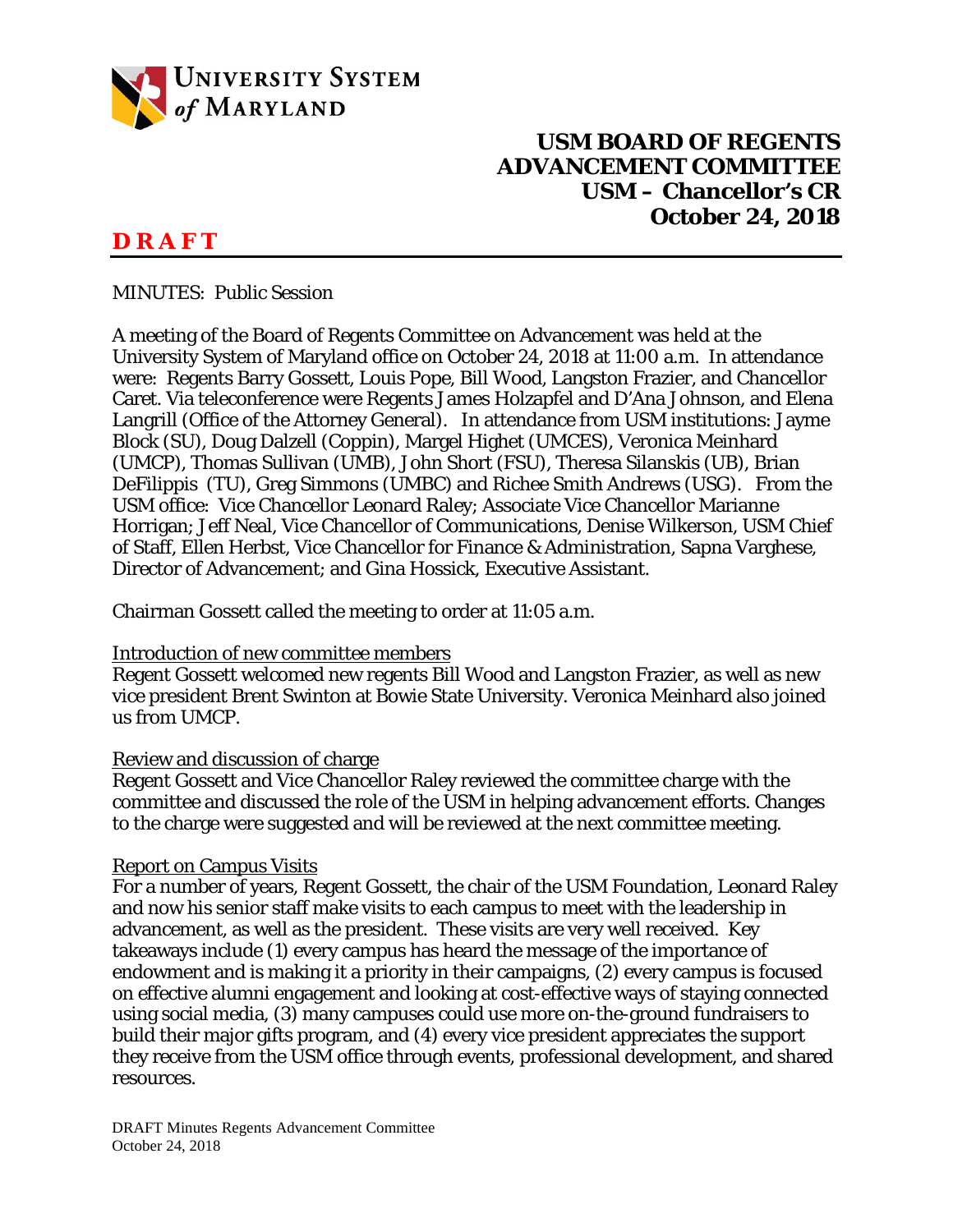**UNIVERSITY SYSTEM of MARYLAND**

# USM BOARD OF REGENTS
# ADVANCEMENT COMMITTEE
## USM – Chancellor's CR
## October 24, 2018

**DRAFT**

MINUTES: Public Session

A meeting of the Board of Regents Committee on Advancement was held at the University System of Maryland office on October 24, 2018 at 11:00 a.m. In attendance were: Regents Barry Gossett, Louis Pope, Bill Wood, Langston Frazier, and Chancellor Caret. Via teleconference were Regents James Holzapfel and D'Ana Johnson, and Elena Langrill (Office of the Attorney General). In attendance from USM institutions: Jayme Block (SU), Doug Dalzell (Coppin), Margel Highet (UMCES), Veronica Meinhard (UMCP), Thomas Sullivan (UMB), John Short (FSU), Theresa Silanskis (UB), Brian DeFilippis (TU), Greg Simmons (UMBC) and Richee Smith Andrews (USG). From the USM office: Vice Chancellor Leonard Raley; Associate Vice Chancellor Marianne Horrigan; Jeff Neal, Vice Chancellor of Communications, Denise Wilkerson, USM Chief of Staff, Ellen Herbst, Vice Chancellor for Finance & Administration, Sapna Varghese, Director of Advancement; and Gina Hossick, Executive Assistant.

Chairman Gossett called the meeting to order at 11:05 a.m.

Introduction of new committee members

Regent Gossett welcomed new regents Bill Wood and Langston Frazier, as well as new vice president Brent Swinton at Bowie State University. Veronica Meinhard also joined us from UMCP.

Review and discussion of charge

Regent Gossett and Vice Chancellor Raley reviewed the committee charge with the committee and discussed the role of the USM in helping advancement efforts. Changes to the charge were suggested and will be reviewed at the next committee meeting.

Report on Campus Visits

For a number of years, Regent Gossett, the chair of the USM Foundation, Leonard Raley and now his senior staff make visits to each campus to meet with the leadership in advancement, as well as the president. These visits are very well received. Key takeaways include (1) every campus has heard the message of the importance of endowment and is making it a priority in their campaigns, (2) every campus is focused on effective alumni engagement and looking at cost-effective ways of staying connected using social media, (3) many campuses could use more on-the-ground fundraisers to build their major gifts program, and (4) every vice president appreciates the support they receive from the USM office through events, professional development, and shared resources.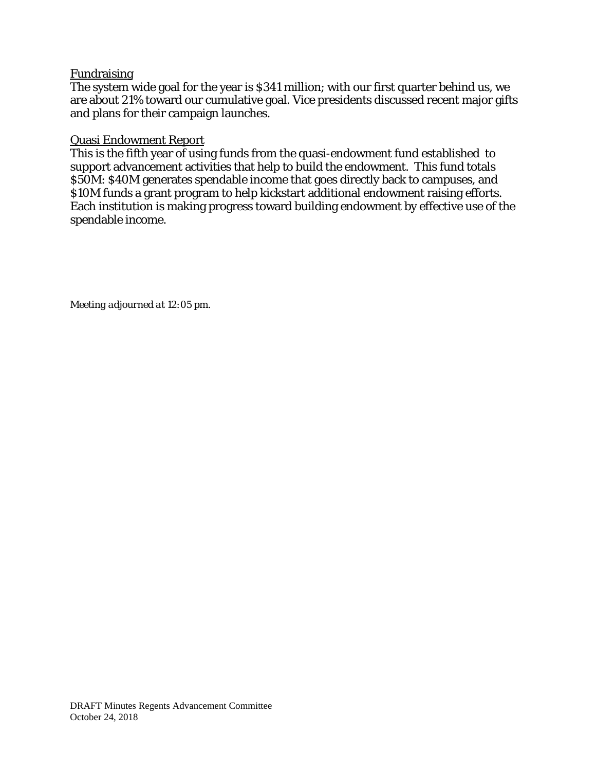<u>Fundraising</u>

The system wide goal for the year is $341 million; with our first quarter behind us, we are about 21% toward our cumulative goal. Vice presidents discussed recent major gifts and plans for their campaign launches.

<u>Quasi Endowment Report</u>

This is the fifth year of using funds from the quasi-endowment fund established to support advancement activities that help to build the endowment. This fund totals $50M: $40M generates spendable income that goes directly back to campuses, and $10M funds a grant program to help kickstart additional endowment raising efforts. Each institution is making progress toward building endowment by effective use of the spendable income.

*Meeting adjourned at 12:05 pm.*